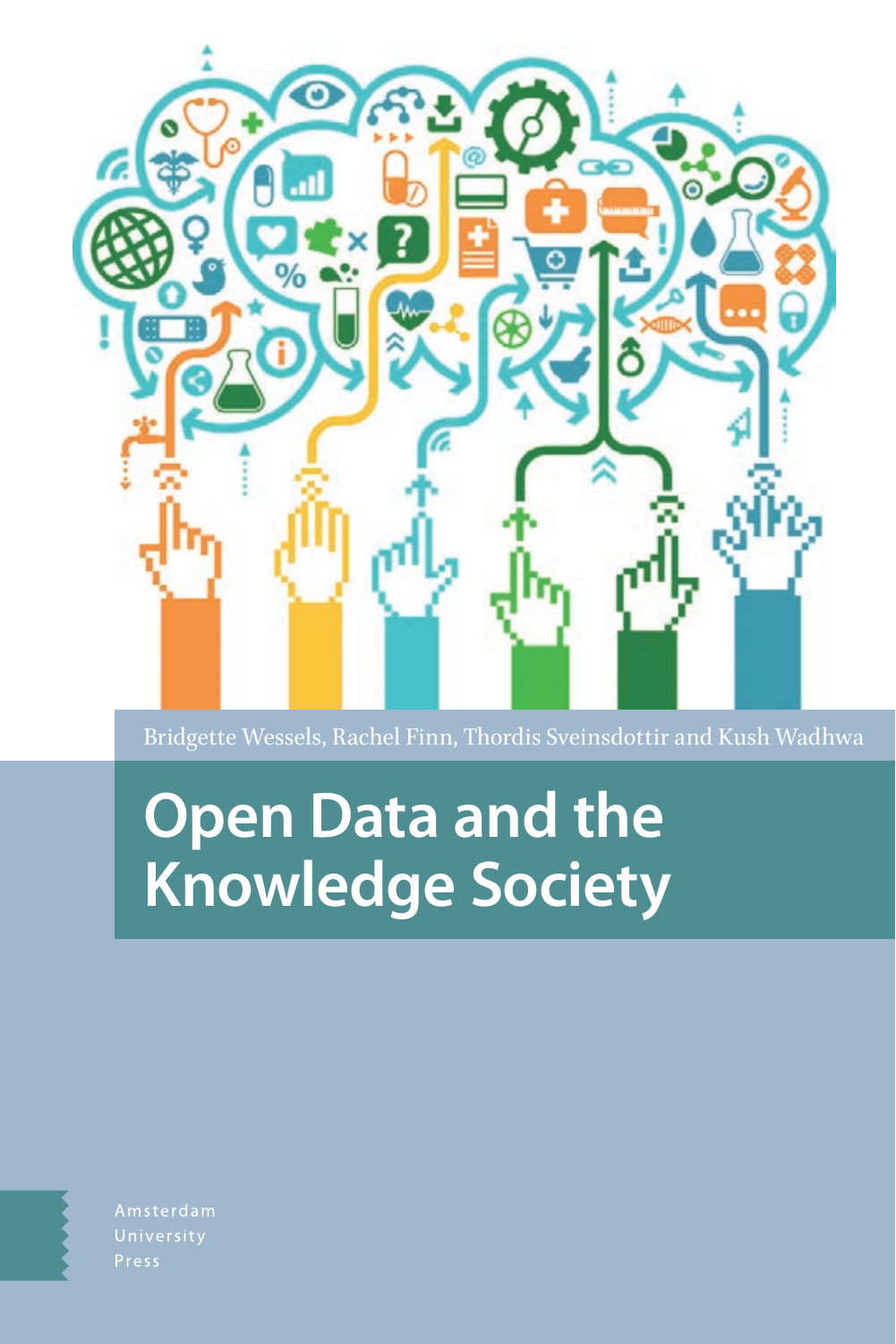Bridgette Wessels, Rachel Finn, Thordis Sveinsdottir and Kush Wadhwa

# Open Data and the Knowledge Society

Amsterdam
University
Press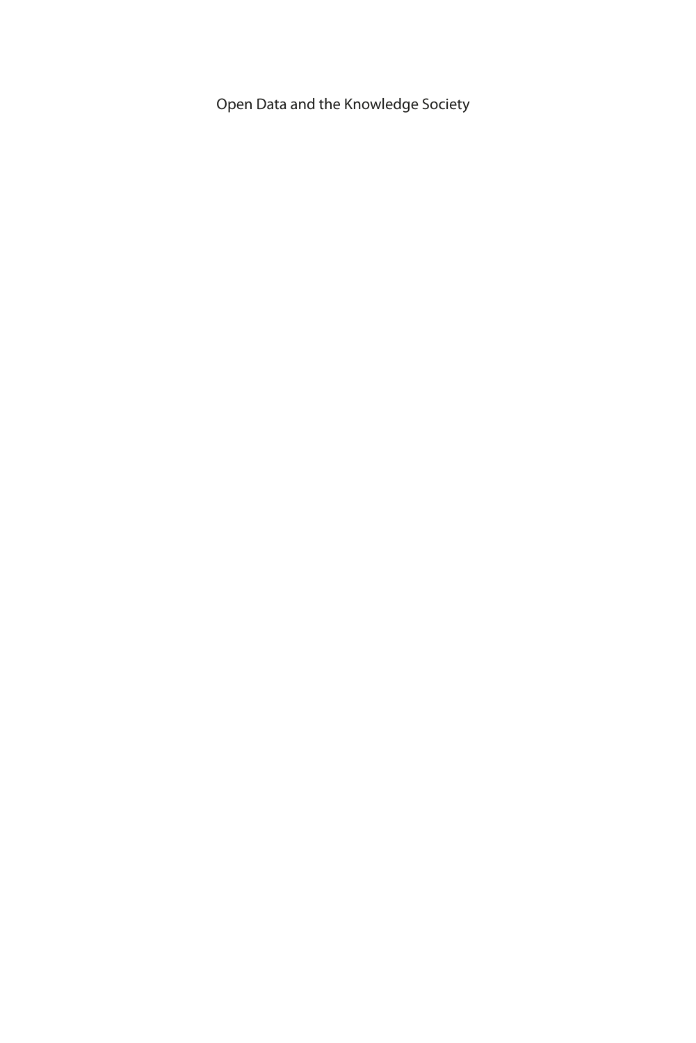Open Data and the Knowledge Society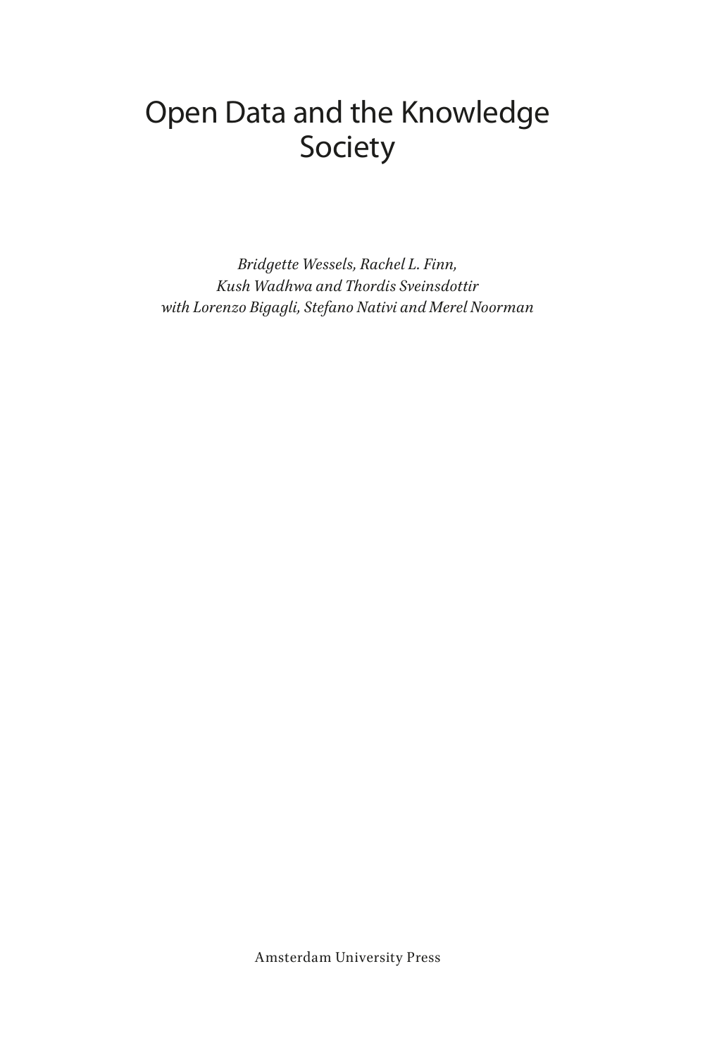# Open Data and the Knowledge Society

*Bridgette Wessels, Rachel L. Finn,*
*Kush Wadhwa and Thordis Sveinsdottir*
*with Lorenzo Bigagli, Stefano Nativi and Merel Noorman*

Amsterdam University Press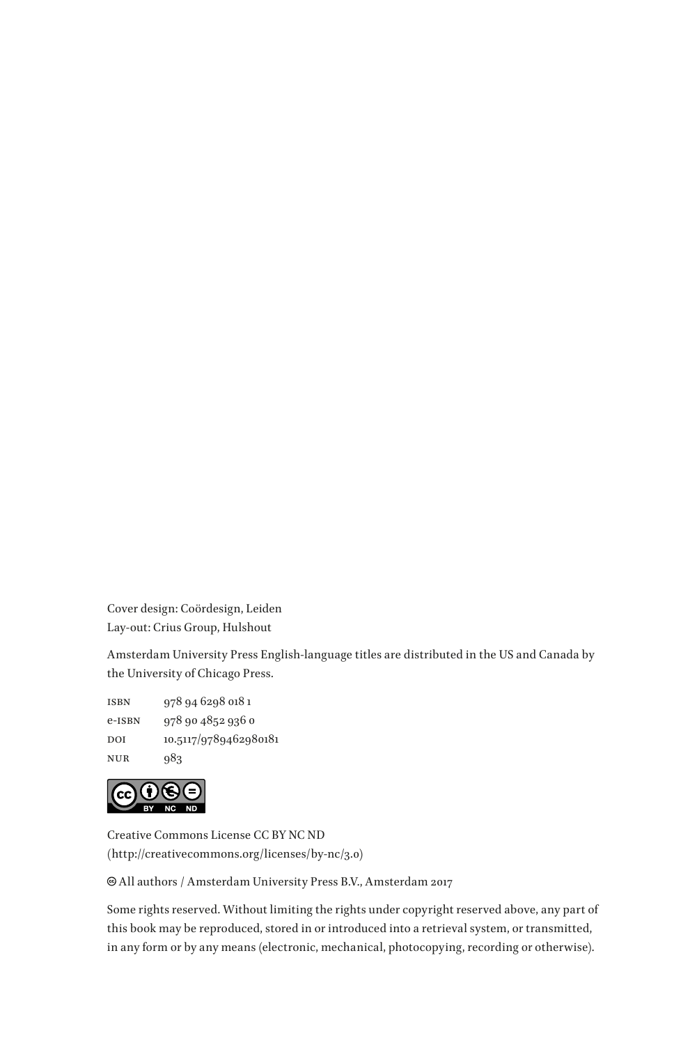Cover design: Coördesign, Leiden
Lay-out: Crius Group, Hulshout

Amsterdam University Press English-language titles are distributed in the US and Canada by the University of Chicago Press.

| | |
|---|---|
| ISBN | 978 94 6298 018 1 |
| e-ISBN | 978 90 4852 936 0 |
| DOI | 10.5117/9789462980181 |
| NUR | 983 |

Creative Commons License CC BY NC ND
(http://creativecommons.org/licenses/by-nc/3.0)

© All authors / Amsterdam University Press B.V., Amsterdam 2017

Some rights reserved. Without limiting the rights under copyright reserved above, any part of this book may be reproduced, stored in or introduced into a retrieval system, or transmitted, in any form or by any means (electronic, mechanical, photocopying, recording or otherwise).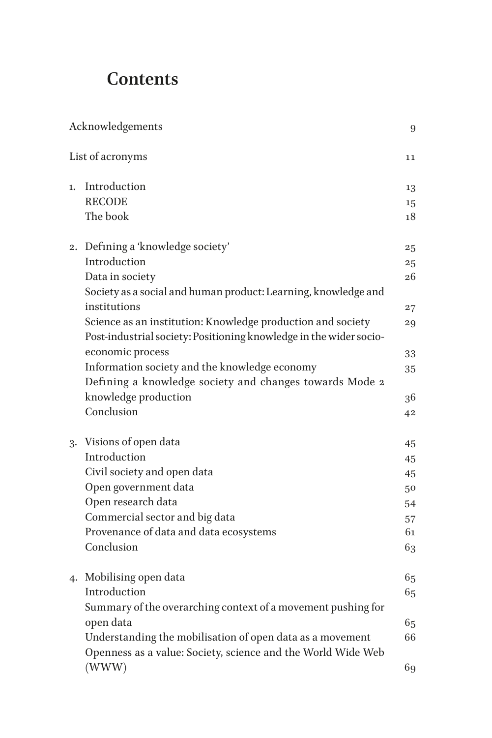# Contents

| | |
|---|---|
| Acknowledgements | 9 |
| List of acronyms | 11 |
| 1. Introduction | 13 |
| RECODE | 15 |
| The book | 18 |
| 2. Defining a 'knowledge society' | 25 |
| Introduction | 25 |
| Data in society | 26 |
| Society as a social and human product: Learning, knowledge and institutions | 27 |
| Science as an institution: Knowledge production and society | 29 |
| Post-industrial society: Positioning knowledge in the wider socio-economic process | 33 |
| Information society and the knowledge economy | 35 |
| Defining a knowledge society and changes towards Mode 2 knowledge production | 36 |
| Conclusion | 42 |
| 3. Visions of open data | 45 |
| Introduction | 45 |
| Civil society and open data | 45 |
| Open government data | 50 |
| Open research data | 54 |
| Commercial sector and big data | 57 |
| Provenance of data and data ecosystems | 61 |
| Conclusion | 63 |
| 4. Mobilising open data | 65 |
| Introduction | 65 |
| Summary of the overarching context of a movement pushing for open data | 65 |
| Understanding the mobilisation of open data as a movement | 66 |
| Openness as a value: Society, science and the World Wide Web (WWW) | 69 |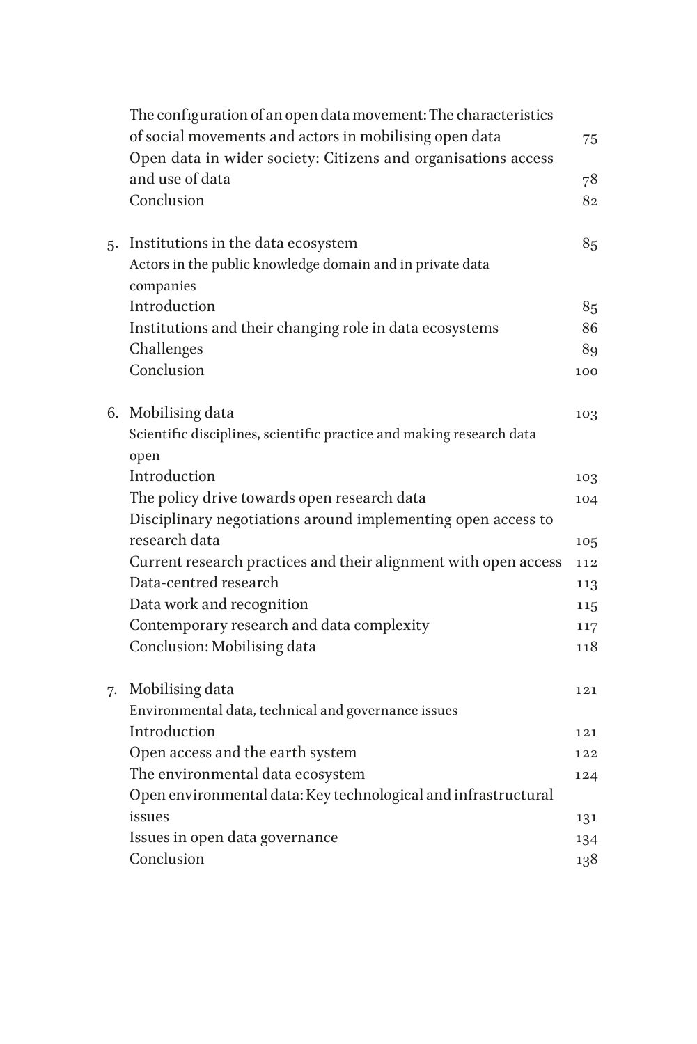| | | |
|---|---|---|
| | The configuration of an open data movement: The characteristics of social movements and actors in mobilising open data | 75 |
| | Open data in wider society: Citizens and organisations access and use of data | 78 |
| | Conclusion | 82 |
| 5. | Institutions in the data ecosystem | 85 |
| | Actors in the public knowledge domain and in private data companies | |
| | Introduction | 85 |
| | Institutions and their changing role in data ecosystems | 86 |
| | Challenges | 89 |
| | Conclusion | 100 |
| 6. | Mobilising data | 103 |
| | Scientific disciplines, scientific practice and making research data open | |
| | Introduction | 103 |
| | The policy drive towards open research data | 104 |
| | Disciplinary negotiations around implementing open access to research data | 105 |
| | Current research practices and their alignment with open access | 112 |
| | Data-centred research | 113 |
| | Data work and recognition | 115 |
| | Contemporary research and data complexity | 117 |
| | Conclusion: Mobilising data | 118 |
| 7. | Mobilising data | 121 |
| | Environmental data, technical and governance issues | |
| | Introduction | 121 |
| | Open access and the earth system | 122 |
| | The environmental data ecosystem | 124 |
| | Open environmental data: Key technological and infrastructural issues | 131 |
| | Issues in open data governance | 134 |
| | Conclusion | 138 |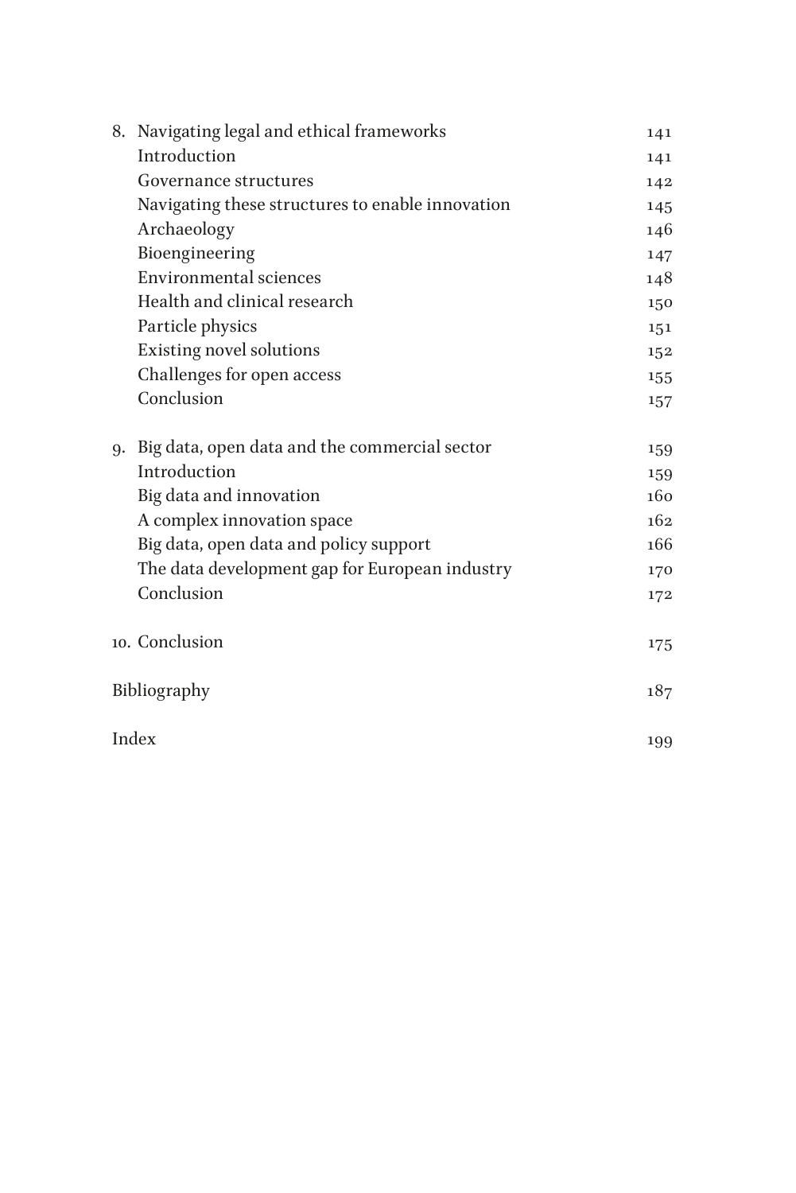8. Navigating legal and ethical frameworks 141
   - Introduction 141
   - Governance structures 142
   - Navigating these structures to enable innovation 145
   - Archaeology 146
   - Bioengineering 147
   - Environmental sciences 148
   - Health and clinical research 150
   - Particle physics 151
   - Existing novel solutions 152
   - Challenges for open access 155
   - Conclusion 157

9. Big data, open data and the commercial sector 159
   - Introduction 159
   - Big data and innovation 160
   - A complex innovation space 162
   - Big data, open data and policy support 166
   - The data development gap for European industry 170
   - Conclusion 172

10. Conclusion 175

Bibliography 187

Index 199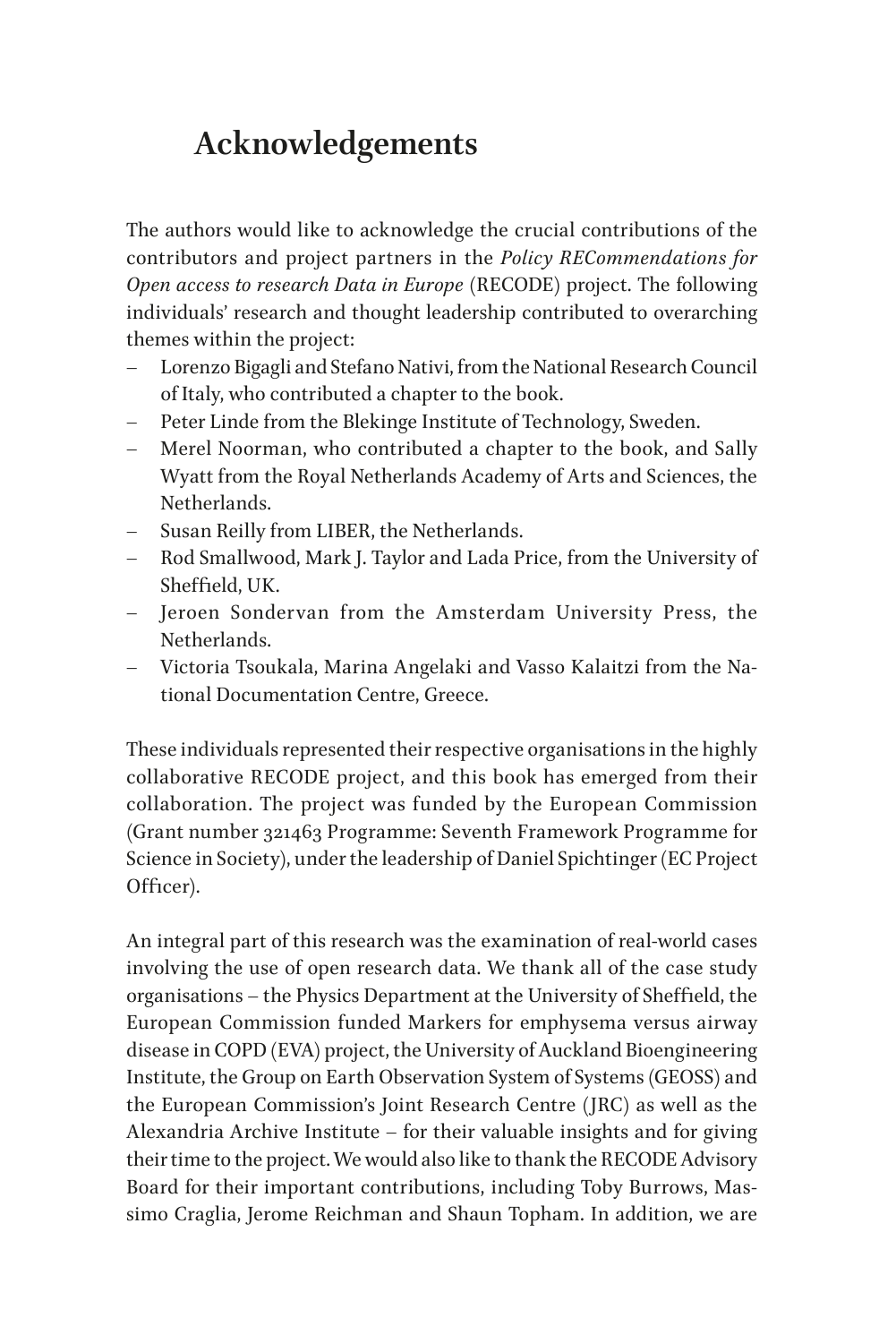# Acknowledgements

The authors would like to acknowledge the crucial contributions of the contributors and project partners in the *Policy RECommendations for Open access to research Data in Europe* (RECODE) project. The following individuals' research and thought leadership contributed to overarching themes within the project:

- Lorenzo Bigagli and Stefano Nativi, from the National Research Council of Italy, who contributed a chapter to the book.
- Peter Linde from the Blekinge Institute of Technology, Sweden.
- Merel Noorman, who contributed a chapter to the book, and Sally Wyatt from the Royal Netherlands Academy of Arts and Sciences, the Netherlands.
- Susan Reilly from LIBER, the Netherlands.
- Rod Smallwood, Mark J. Taylor and Lada Price, from the University of Sheffield, UK.
- Jeroen Sondervan from the Amsterdam University Press, the Netherlands.
- Victoria Tsoukala, Marina Angelaki and Vasso Kalaitzi from the National Documentation Centre, Greece.

These individuals represented their respective organisations in the highly collaborative RECODE project, and this book has emerged from their collaboration. The project was funded by the European Commission (Grant number 321463 Programme: Seventh Framework Programme for Science in Society), under the leadership of Daniel Spichtinger (EC Project Officer).

An integral part of this research was the examination of real-world cases involving the use of open research data. We thank all of the case study organisations – the Physics Department at the University of Sheffield, the European Commission funded Markers for emphysema versus airway disease in COPD (EVA) project, the University of Auckland Bioengineering Institute, the Group on Earth Observation System of Systems (GEOSS) and the European Commission's Joint Research Centre (JRC) as well as the Alexandria Archive Institute – for their valuable insights and for giving their time to the project. We would also like to thank the RECODE Advisory Board for their important contributions, including Toby Burrows, Massimo Craglia, Jerome Reichman and Shaun Topham. In addition, we are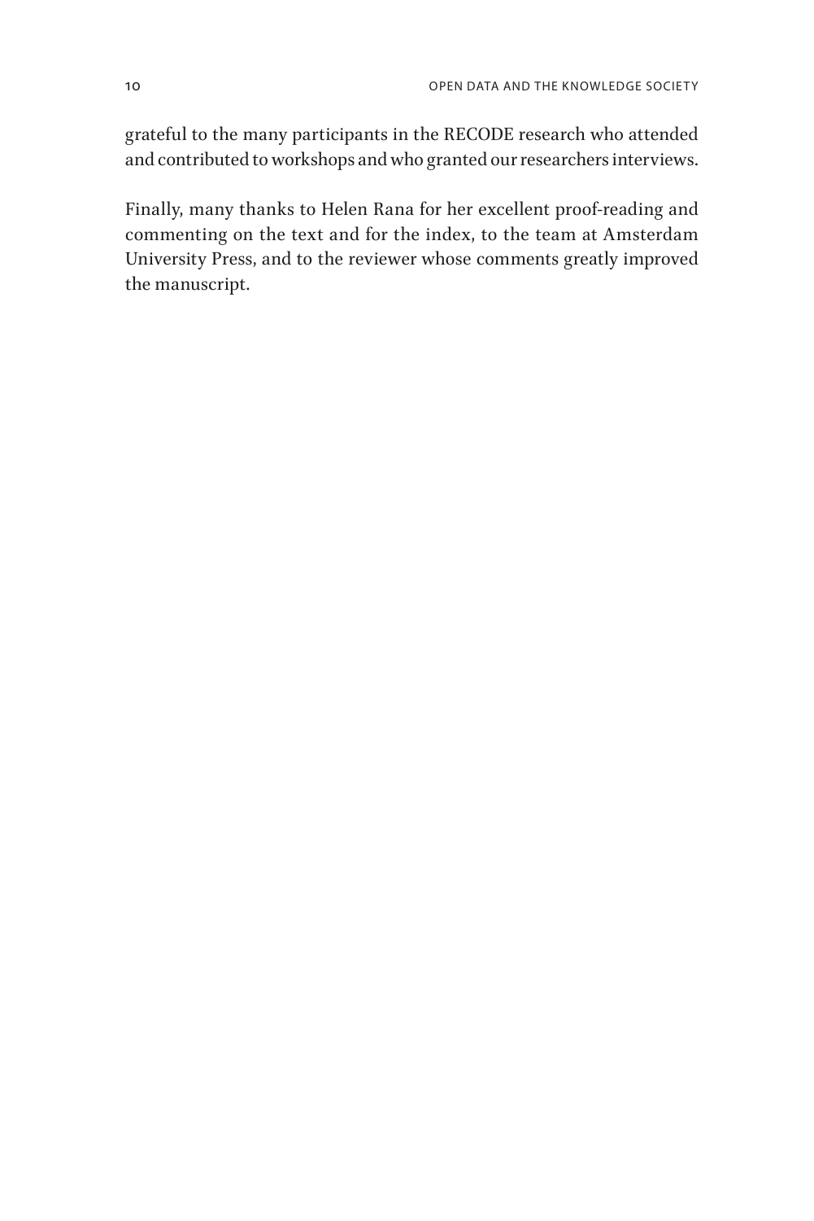grateful to the many participants in the RECODE research who attended and contributed to workshops and who granted our researchers interviews.

Finally, many thanks to Helen Rana for her excellent proof-reading and commenting on the text and for the index, to the team at Amsterdam University Press, and to the reviewer whose comments greatly improved the manuscript.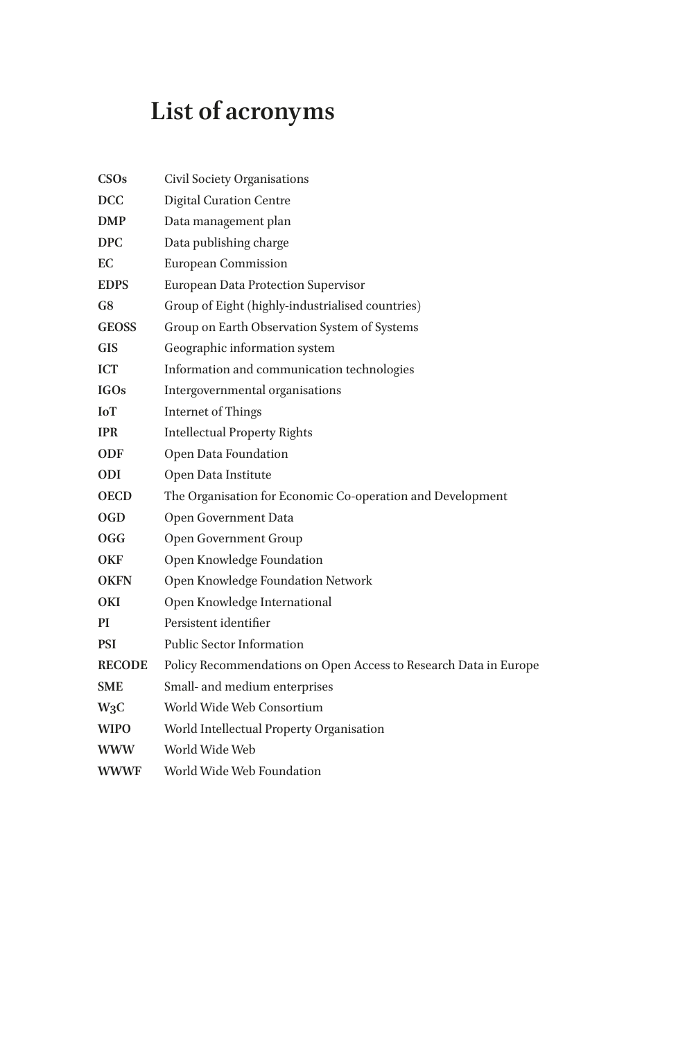# List of acronyms

| | |
|---|---|
| **CSOs** | Civil Society Organisations |
| **DCC** | Digital Curation Centre |
| **DMP** | Data management plan |
| **DPC** | Data publishing charge |
| **EC** | European Commission |
| **EDPS** | European Data Protection Supervisor |
| **G8** | Group of Eight (highly-industrialised countries) |
| **GEOSS** | Group on Earth Observation System of Systems |
| **GIS** | Geographic information system |
| **ICT** | Information and communication technologies |
| **IGOs** | Intergovernmental organisations |
| **IoT** | Internet of Things |
| **IPR** | Intellectual Property Rights |
| **ODF** | Open Data Foundation |
| **ODI** | Open Data Institute |
| **OECD** | The Organisation for Economic Co-operation and Development |
| **OGD** | Open Government Data |
| **OGG** | Open Government Group |
| **OKF** | Open Knowledge Foundation |
| **OKFN** | Open Knowledge Foundation Network |
| **OKI** | Open Knowledge International |
| **PI** | Persistent identifier |
| **PSI** | Public Sector Information |
| **RECODE** | Policy Recommendations on Open Access to Research Data in Europe |
| **SME** | Small- and medium enterprises |
| **W3C** | World Wide Web Consortium |
| **WIPO** | World Intellectual Property Organisation |
| **WWW** | World Wide Web |
| **WWWF** | World Wide Web Foundation |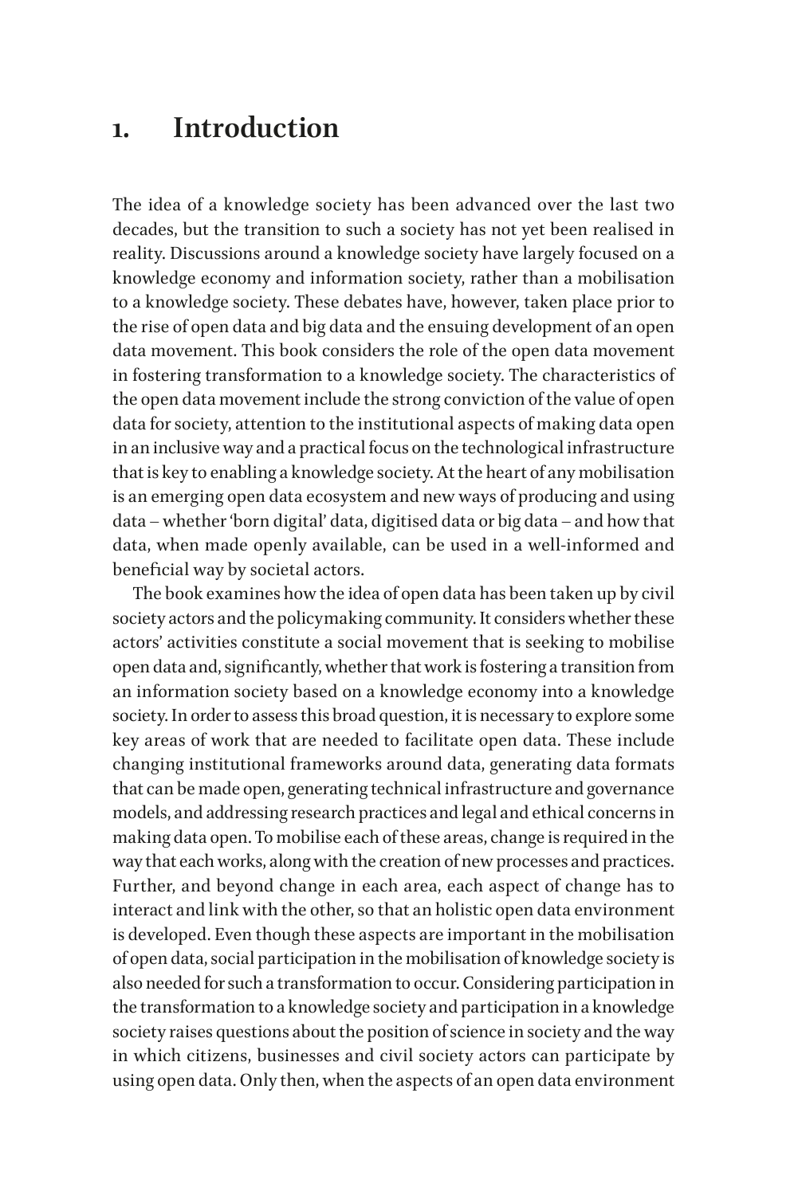# 1. Introduction

The idea of a knowledge society has been advanced over the last two decades, but the transition to such a society has not yet been realised in reality. Discussions around a knowledge society have largely focused on a knowledge economy and information society, rather than a mobilisation to a knowledge society. These debates have, however, taken place prior to the rise of open data and big data and the ensuing development of an open data movement. This book considers the role of the open data movement in fostering transformation to a knowledge society. The characteristics of the open data movement include the strong conviction of the value of open data for society, attention to the institutional aspects of making data open in an inclusive way and a practical focus on the technological infrastructure that is key to enabling a knowledge society. At the heart of any mobilisation is an emerging open data ecosystem and new ways of producing and using data – whether 'born digital' data, digitised data or big data – and how that data, when made openly available, can be used in a well-informed and beneficial way by societal actors.

The book examines how the idea of open data has been taken up by civil society actors and the policymaking community. It considers whether these actors' activities constitute a social movement that is seeking to mobilise open data and, significantly, whether that work is fostering a transition from an information society based on a knowledge economy into a knowledge society. In order to assess this broad question, it is necessary to explore some key areas of work that are needed to facilitate open data. These include changing institutional frameworks around data, generating data formats that can be made open, generating technical infrastructure and governance models, and addressing research practices and legal and ethical concerns in making data open. To mobilise each of these areas, change is required in the way that each works, along with the creation of new processes and practices. Further, and beyond change in each area, each aspect of change has to interact and link with the other, so that an holistic open data environment is developed. Even though these aspects are important in the mobilisation of open data, social participation in the mobilisation of knowledge society is also needed for such a transformation to occur. Considering participation in the transformation to a knowledge society and participation in a knowledge society raises questions about the position of science in society and the way in which citizens, businesses and civil society actors can participate by using open data. Only then, when the aspects of an open data environment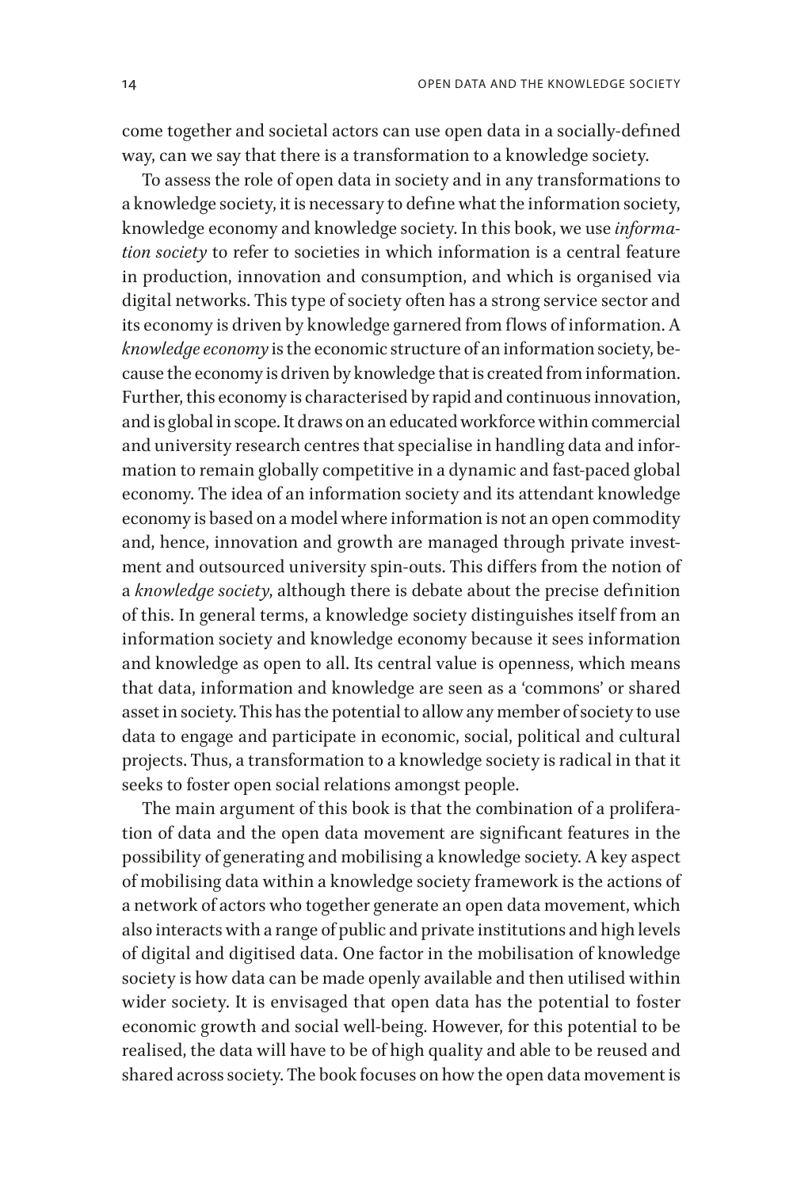come together and societal actors can use open data in a socially-defined way, can we say that there is a transformation to a knowledge society.

To assess the role of open data in society and in any transformations to a knowledge society, it is necessary to define what the information society, knowledge economy and knowledge society. In this book, we use *information society* to refer to societies in which information is a central feature in production, innovation and consumption, and which is organised via digital networks. This type of society often has a strong service sector and its economy is driven by knowledge garnered from flows of information. A *knowledge economy* is the economic structure of an information society, because the economy is driven by knowledge that is created from information. Further, this economy is characterised by rapid and continuous innovation, and is global in scope. It draws on an educated workforce within commercial and university research centres that specialise in handling data and information to remain globally competitive in a dynamic and fast-paced global economy. The idea of an information society and its attendant knowledge economy is based on a model where information is not an open commodity and, hence, innovation and growth are managed through private investment and outsourced university spin-outs. This differs from the notion of a *knowledge society*, although there is debate about the precise definition of this. In general terms, a knowledge society distinguishes itself from an information society and knowledge economy because it sees information and knowledge as open to all. Its central value is openness, which means that data, information and knowledge are seen as a 'commons' or shared asset in society. This has the potential to allow any member of society to use data to engage and participate in economic, social, political and cultural projects. Thus, a transformation to a knowledge society is radical in that it seeks to foster open social relations amongst people.

The main argument of this book is that the combination of a proliferation of data and the open data movement are significant features in the possibility of generating and mobilising a knowledge society. A key aspect of mobilising data within a knowledge society framework is the actions of a network of actors who together generate an open data movement, which also interacts with a range of public and private institutions and high levels of digital and digitised data. One factor in the mobilisation of knowledge society is how data can be made openly available and then utilised within wider society. It is envisaged that open data has the potential to foster economic growth and social well-being. However, for this potential to be realised, the data will have to be of high quality and able to be reused and shared across society. The book focuses on how the open data movement is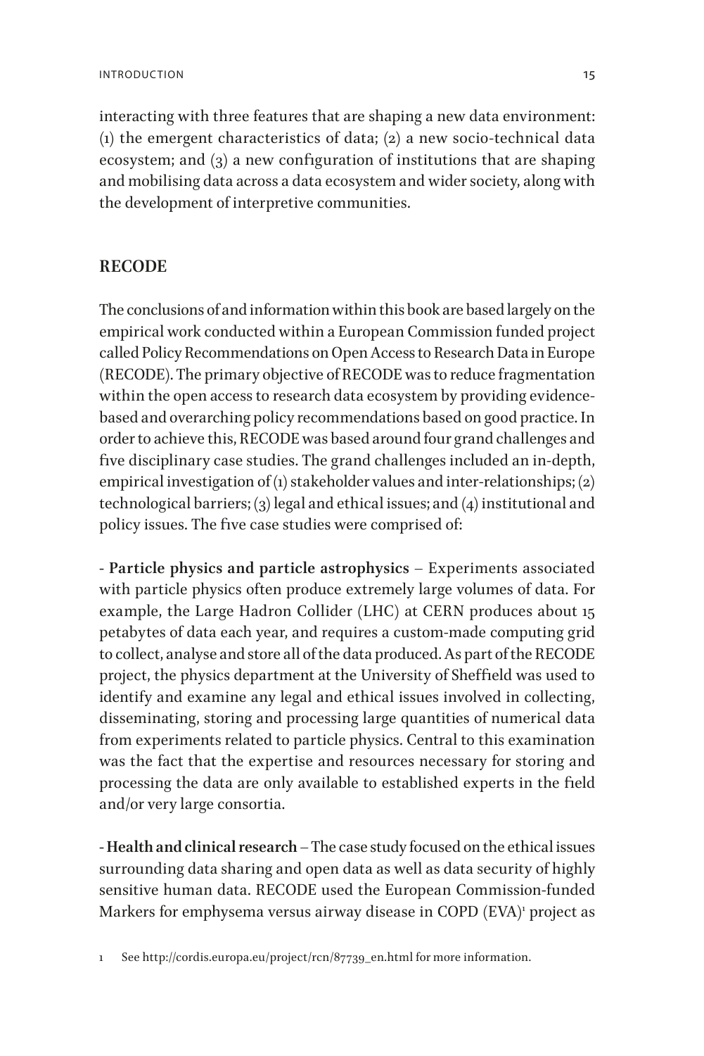interacting with three features that are shaping a new data environment: (1) the emergent characteristics of data; (2) a new socio-technical data ecosystem; and (3) a new configuration of institutions that are shaping and mobilising data across a data ecosystem and wider society, along with the development of interpretive communities.

## RECODE

The conclusions of and information within this book are based largely on the empirical work conducted within a European Commission funded project called Policy Recommendations on Open Access to Research Data in Europe (RECODE). The primary objective of RECODE was to reduce fragmentation within the open access to research data ecosystem by providing evidence-based and overarching policy recommendations based on good practice. In order to achieve this, RECODE was based around four grand challenges and five disciplinary case studies. The grand challenges included an in-depth, empirical investigation of (1) stakeholder values and inter-relationships; (2) technological barriers; (3) legal and ethical issues; and (4) institutional and policy issues. The five case studies were comprised of:

- **Particle physics and particle astrophysics** – Experiments associated with particle physics often produce extremely large volumes of data. For example, the Large Hadron Collider (LHC) at CERN produces about 15 petabytes of data each year, and requires a custom-made computing grid to collect, analyse and store all of the data produced. As part of the RECODE project, the physics department at the University of Sheffield was used to identify and examine any legal and ethical issues involved in collecting, disseminating, storing and processing large quantities of numerical data from experiments related to particle physics. Central to this examination was the fact that the expertise and resources necessary for storing and processing the data are only available to established experts in the field and/or very large consortia.

- **Health and clinical research** – The case study focused on the ethical issues surrounding data sharing and open data as well as data security of highly sensitive human data. RECODE used the European Commission-funded Markers for emphysema versus airway disease in COPD (EVA)[1] project as

1 See http://cordis.europa.eu/project/rcn/87739_en.html for more information.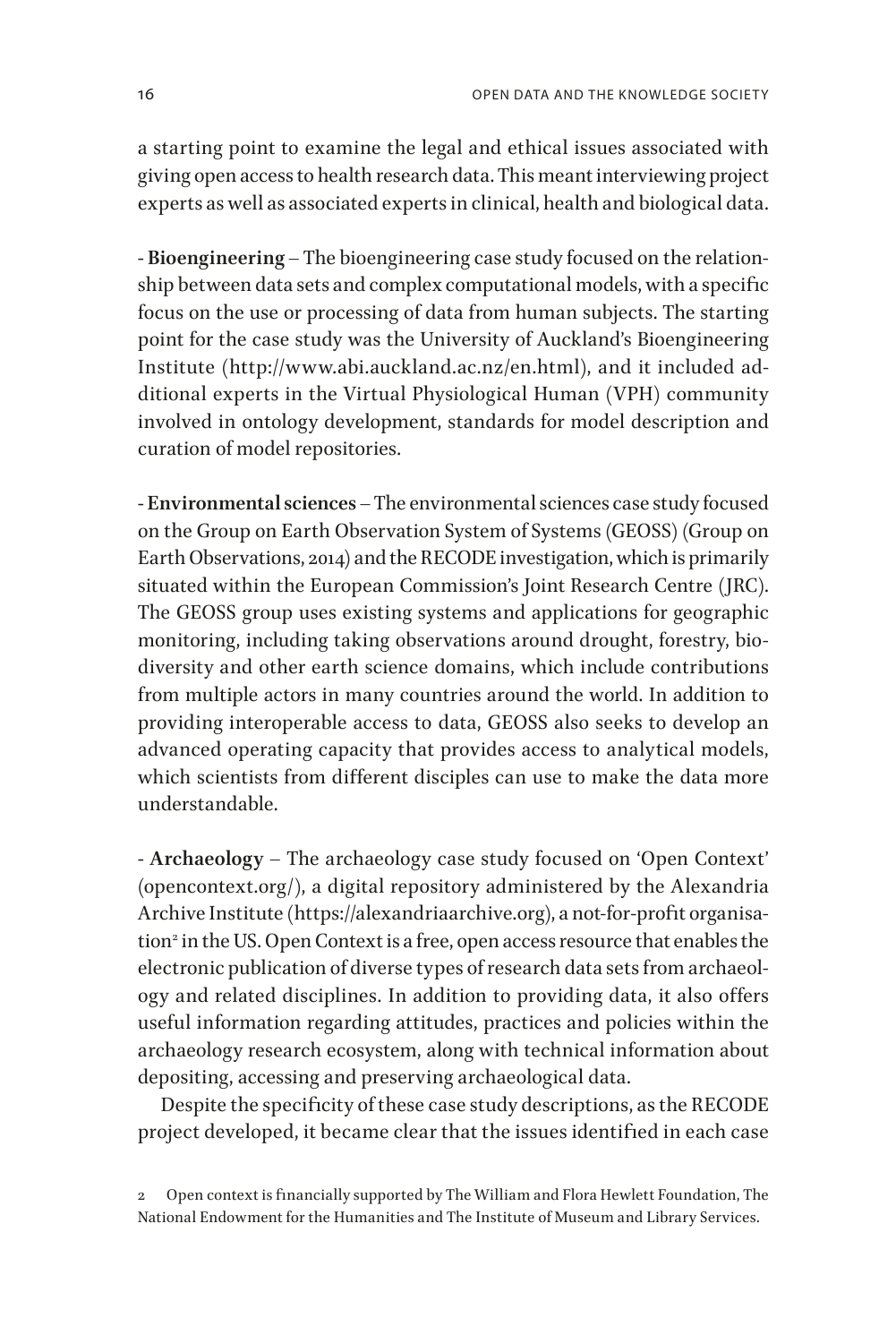a starting point to examine the legal and ethical issues associated with giving open access to health research data. This meant interviewing project experts as well as associated experts in clinical, health and biological data.

- **Bioengineering** – The bioengineering case study focused on the relationship between data sets and complex computational models, with a specific focus on the use or processing of data from human subjects. The starting point for the case study was the University of Auckland's Bioengineering Institute (http://www.abi.auckland.ac.nz/en.html), and it included additional experts in the Virtual Physiological Human (VPH) community involved in ontology development, standards for model description and curation of model repositories.

- **Environmental sciences** – The environmental sciences case study focused on the Group on Earth Observation System of Systems (GEOSS) (Group on Earth Observations, 2014) and the RECODE investigation, which is primarily situated within the European Commission's Joint Research Centre (JRC). The GEOSS group uses existing systems and applications for geographic monitoring, including taking observations around drought, forestry, biodiversity and other earth science domains, which include contributions from multiple actors in many countries around the world. In addition to providing interoperable access to data, GEOSS also seeks to develop an advanced operating capacity that provides access to analytical models, which scientists from different disciples can use to make the data more understandable.

- **Archaeology** – The archaeology case study focused on 'Open Context' (opencontext.org/), a digital repository administered by the Alexandria Archive Institute (https://alexandriaarchive.org), a not-for-profit organisation[2] in the US. Open Context is a free, open access resource that enables the electronic publication of diverse types of research data sets from archaeology and related disciplines. In addition to providing data, it also offers useful information regarding attitudes, practices and policies within the archaeology research ecosystem, along with technical information about depositing, accessing and preserving archaeological data.

Despite the specificity of these case study descriptions, as the RECODE project developed, it became clear that the issues identified in each case

2 Open context is financially supported by The William and Flora Hewlett Foundation, The National Endowment for the Humanities and The Institute of Museum and Library Services.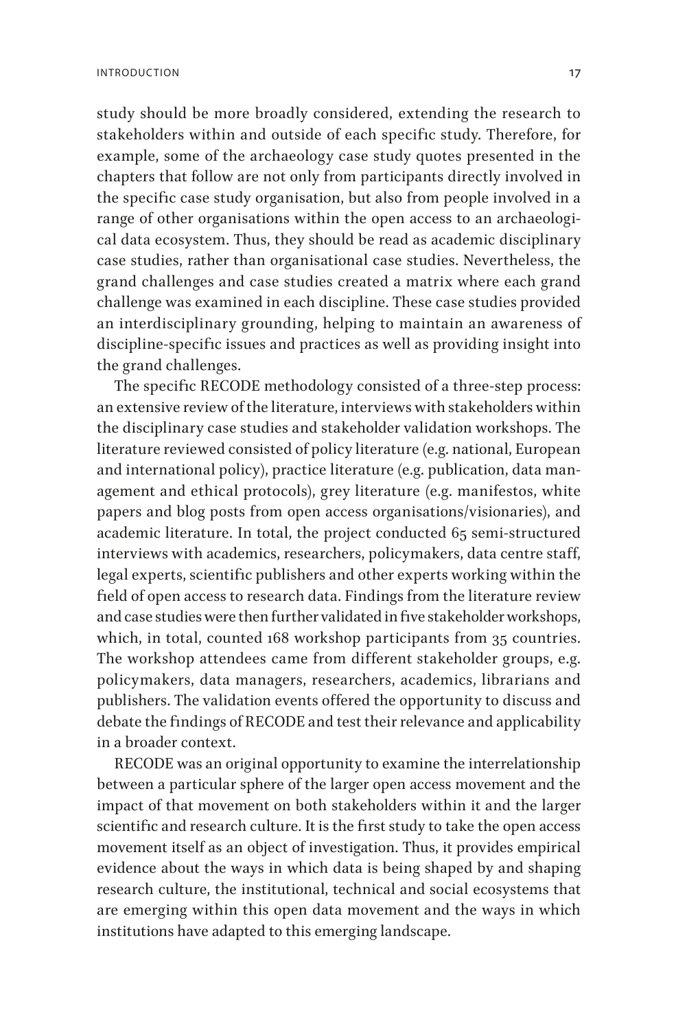study should be more broadly considered, extending the research to stakeholders within and outside of each specific study. Therefore, for example, some of the archaeology case study quotes presented in the chapters that follow are not only from participants directly involved in the specific case study organisation, but also from people involved in a range of other organisations within the open access to an archaeological data ecosystem. Thus, they should be read as academic disciplinary case studies, rather than organisational case studies. Nevertheless, the grand challenges and case studies created a matrix where each grand challenge was examined in each discipline. These case studies provided an interdisciplinary grounding, helping to maintain an awareness of discipline-specific issues and practices as well as providing insight into the grand challenges.

The specific RECODE methodology consisted of a three-step process: an extensive review of the literature, interviews with stakeholders within the disciplinary case studies and stakeholder validation workshops. The literature reviewed consisted of policy literature (e.g. national, European and international policy), practice literature (e.g. publication, data management and ethical protocols), grey literature (e.g. manifestos, white papers and blog posts from open access organisations/visionaries), and academic literature. In total, the project conducted 65 semi-structured interviews with academics, researchers, policymakers, data centre staff, legal experts, scientific publishers and other experts working within the field of open access to research data. Findings from the literature review and case studies were then further validated in five stakeholder workshops, which, in total, counted 168 workshop participants from 35 countries. The workshop attendees came from different stakeholder groups, e.g. policymakers, data managers, researchers, academics, librarians and publishers. The validation events offered the opportunity to discuss and debate the findings of RECODE and test their relevance and applicability in a broader context.

RECODE was an original opportunity to examine the interrelationship between a particular sphere of the larger open access movement and the impact of that movement on both stakeholders within it and the larger scientific and research culture. It is the first study to take the open access movement itself as an object of investigation. Thus, it provides empirical evidence about the ways in which data is being shaped by and shaping research culture, the institutional, technical and social ecosystems that are emerging within this open data movement and the ways in which institutions have adapted to this emerging landscape.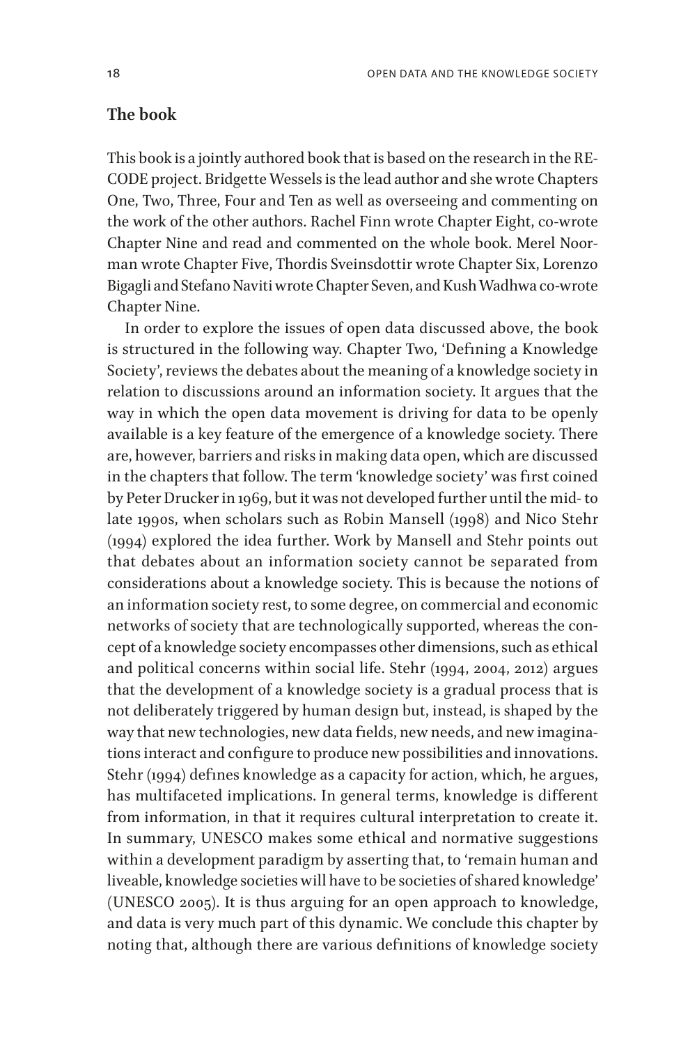## The book

This book is a jointly authored book that is based on the research in the RECODE project. Bridgette Wessels is the lead author and she wrote Chapters One, Two, Three, Four and Ten as well as overseeing and commenting on the work of the other authors. Rachel Finn wrote Chapter Eight, co-wrote Chapter Nine and read and commented on the whole book. Merel Noorman wrote Chapter Five, Thordis Sveinsdottir wrote Chapter Six, Lorenzo Bigagli and Stefano Naviti wrote Chapter Seven, and Kush Wadhwa co-wrote Chapter Nine.

In order to explore the issues of open data discussed above, the book is structured in the following way. Chapter Two, 'Defining a Knowledge Society', reviews the debates about the meaning of a knowledge society in relation to discussions around an information society. It argues that the way in which the open data movement is driving for data to be openly available is a key feature of the emergence of a knowledge society. There are, however, barriers and risks in making data open, which are discussed in the chapters that follow. The term 'knowledge society' was first coined by Peter Drucker in 1969, but it was not developed further until the mid- to late 1990s, when scholars such as Robin Mansell (1998) and Nico Stehr (1994) explored the idea further. Work by Mansell and Stehr points out that debates about an information society cannot be separated from considerations about a knowledge society. This is because the notions of an information society rest, to some degree, on commercial and economic networks of society that are technologically supported, whereas the concept of a knowledge society encompasses other dimensions, such as ethical and political concerns within social life. Stehr (1994, 2004, 2012) argues that the development of a knowledge society is a gradual process that is not deliberately triggered by human design but, instead, is shaped by the way that new technologies, new data fields, new needs, and new imaginations interact and configure to produce new possibilities and innovations. Stehr (1994) defines knowledge as a capacity for action, which, he argues, has multifaceted implications. In general terms, knowledge is different from information, in that it requires cultural interpretation to create it. In summary, UNESCO makes some ethical and normative suggestions within a development paradigm by asserting that, to 'remain human and liveable, knowledge societies will have to be societies of shared knowledge' (UNESCO 2005). It is thus arguing for an open approach to knowledge, and data is very much part of this dynamic. We conclude this chapter by noting that, although there are various definitions of knowledge society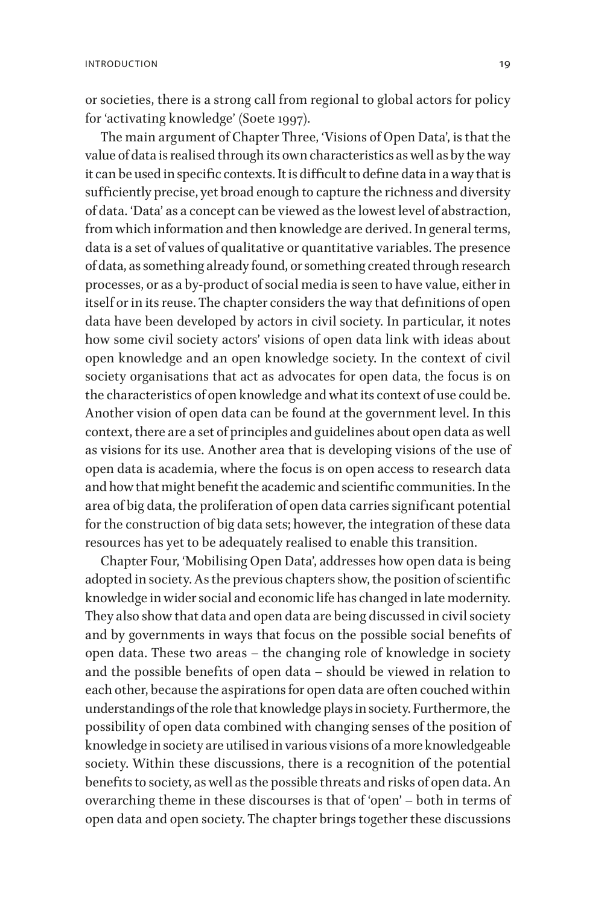or societies, there is a strong call from regional to global actors for policy for 'activating knowledge' (Soete 1997).

The main argument of Chapter Three, 'Visions of Open Data', is that the value of data is realised through its own characteristics as well as by the way it can be used in specific contexts. It is difficult to define data in a way that is sufficiently precise, yet broad enough to capture the richness and diversity of data. 'Data' as a concept can be viewed as the lowest level of abstraction, from which information and then knowledge are derived. In general terms, data is a set of values of qualitative or quantitative variables. The presence of data, as something already found, or something created through research processes, or as a by-product of social media is seen to have value, either in itself or in its reuse. The chapter considers the way that definitions of open data have been developed by actors in civil society. In particular, it notes how some civil society actors' visions of open data link with ideas about open knowledge and an open knowledge society. In the context of civil society organisations that act as advocates for open data, the focus is on the characteristics of open knowledge and what its context of use could be. Another vision of open data can be found at the government level. In this context, there are a set of principles and guidelines about open data as well as visions for its use. Another area that is developing visions of the use of open data is academia, where the focus is on open access to research data and how that might benefit the academic and scientific communities. In the area of big data, the proliferation of open data carries significant potential for the construction of big data sets; however, the integration of these data resources has yet to be adequately realised to enable this transition.

Chapter Four, 'Mobilising Open Data', addresses how open data is being adopted in society. As the previous chapters show, the position of scientific knowledge in wider social and economic life has changed in late modernity. They also show that data and open data are being discussed in civil society and by governments in ways that focus on the possible social benefits of open data. These two areas – the changing role of knowledge in society and the possible benefits of open data – should be viewed in relation to each other, because the aspirations for open data are often couched within understandings of the role that knowledge plays in society. Furthermore, the possibility of open data combined with changing senses of the position of knowledge in society are utilised in various visions of a more knowledgeable society. Within these discussions, there is a recognition of the potential benefits to society, as well as the possible threats and risks of open data. An overarching theme in these discourses is that of 'open' – both in terms of open data and open society. The chapter brings together these discussions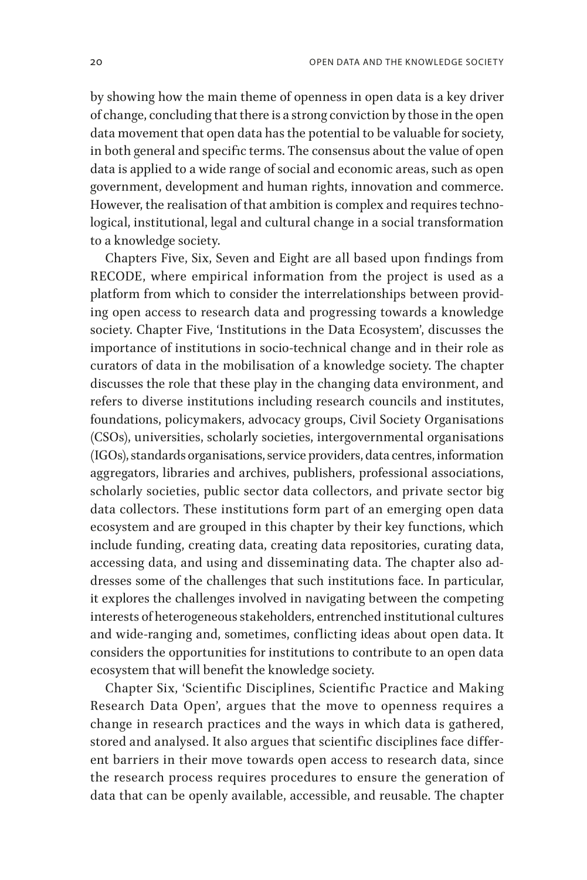by showing how the main theme of openness in open data is a key driver of change, concluding that there is a strong conviction by those in the open data movement that open data has the potential to be valuable for society, in both general and specific terms. The consensus about the value of open data is applied to a wide range of social and economic areas, such as open government, development and human rights, innovation and commerce. However, the realisation of that ambition is complex and requires technological, institutional, legal and cultural change in a social transformation to a knowledge society.

Chapters Five, Six, Seven and Eight are all based upon findings from RECODE, where empirical information from the project is used as a platform from which to consider the interrelationships between providing open access to research data and progressing towards a knowledge society. Chapter Five, 'Institutions in the Data Ecosystem', discusses the importance of institutions in socio-technical change and in their role as curators of data in the mobilisation of a knowledge society. The chapter discusses the role that these play in the changing data environment, and refers to diverse institutions including research councils and institutes, foundations, policymakers, advocacy groups, Civil Society Organisations (CSOs), universities, scholarly societies, intergovernmental organisations (IGOs), standards organisations, service providers, data centres, information aggregators, libraries and archives, publishers, professional associations, scholarly societies, public sector data collectors, and private sector big data collectors. These institutions form part of an emerging open data ecosystem and are grouped in this chapter by their key functions, which include funding, creating data, creating data repositories, curating data, accessing data, and using and disseminating data. The chapter also addresses some of the challenges that such institutions face. In particular, it explores the challenges involved in navigating between the competing interests of heterogeneous stakeholders, entrenched institutional cultures and wide-ranging and, sometimes, conflicting ideas about open data. It considers the opportunities for institutions to contribute to an open data ecosystem that will benefit the knowledge society.

Chapter Six, 'Scientific Disciplines, Scientific Practice and Making Research Data Open', argues that the move to openness requires a change in research practices and the ways in which data is gathered, stored and analysed. It also argues that scientific disciplines face different barriers in their move towards open access to research data, since the research process requires procedures to ensure the generation of data that can be openly available, accessible, and reusable. The chapter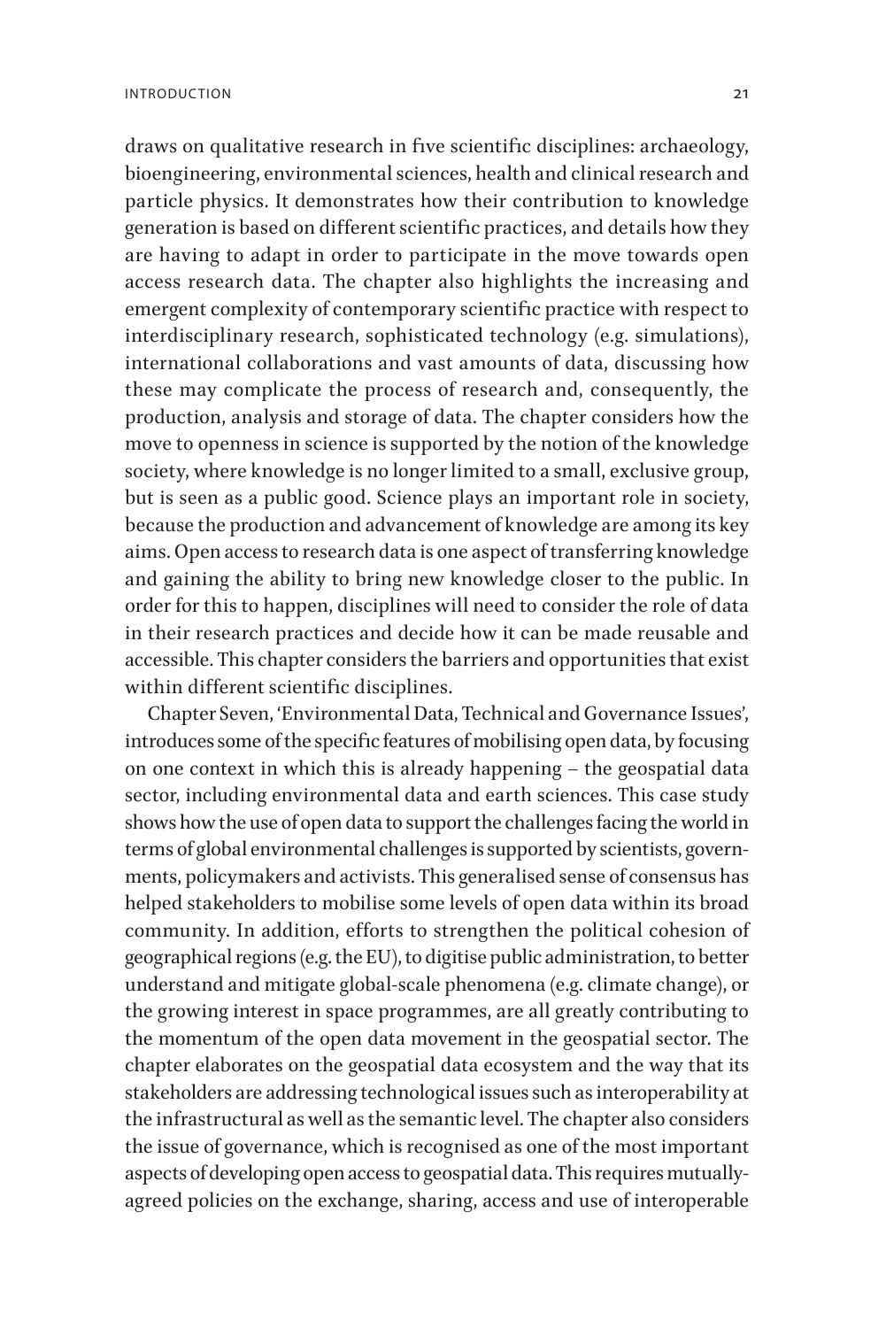draws on qualitative research in five scientific disciplines: archaeology, bioengineering, environmental sciences, health and clinical research and particle physics. It demonstrates how their contribution to knowledge generation is based on different scientific practices, and details how they are having to adapt in order to participate in the move towards open access research data. The chapter also highlights the increasing and emergent complexity of contemporary scientific practice with respect to interdisciplinary research, sophisticated technology (e.g. simulations), international collaborations and vast amounts of data, discussing how these may complicate the process of research and, consequently, the production, analysis and storage of data. The chapter considers how the move to openness in science is supported by the notion of the knowledge society, where knowledge is no longer limited to a small, exclusive group, but is seen as a public good. Science plays an important role in society, because the production and advancement of knowledge are among its key aims. Open access to research data is one aspect of transferring knowledge and gaining the ability to bring new knowledge closer to the public. In order for this to happen, disciplines will need to consider the role of data in their research practices and decide how it can be made reusable and accessible. This chapter considers the barriers and opportunities that exist within different scientific disciplines.

Chapter Seven, 'Environmental Data, Technical and Governance Issues', introduces some of the specific features of mobilising open data, by focusing on one context in which this is already happening – the geospatial data sector, including environmental data and earth sciences. This case study shows how the use of open data to support the challenges facing the world in terms of global environmental challenges is supported by scientists, governments, policymakers and activists. This generalised sense of consensus has helped stakeholders to mobilise some levels of open data within its broad community. In addition, efforts to strengthen the political cohesion of geographical regions (e.g. the EU), to digitise public administration, to better understand and mitigate global-scale phenomena (e.g. climate change), or the growing interest in space programmes, are all greatly contributing to the momentum of the open data movement in the geospatial sector. The chapter elaborates on the geospatial data ecosystem and the way that its stakeholders are addressing technological issues such as interoperability at the infrastructural as well as the semantic level. The chapter also considers the issue of governance, which is recognised as one of the most important aspects of developing open access to geospatial data. This requires mutually-agreed policies on the exchange, sharing, access and use of interoperable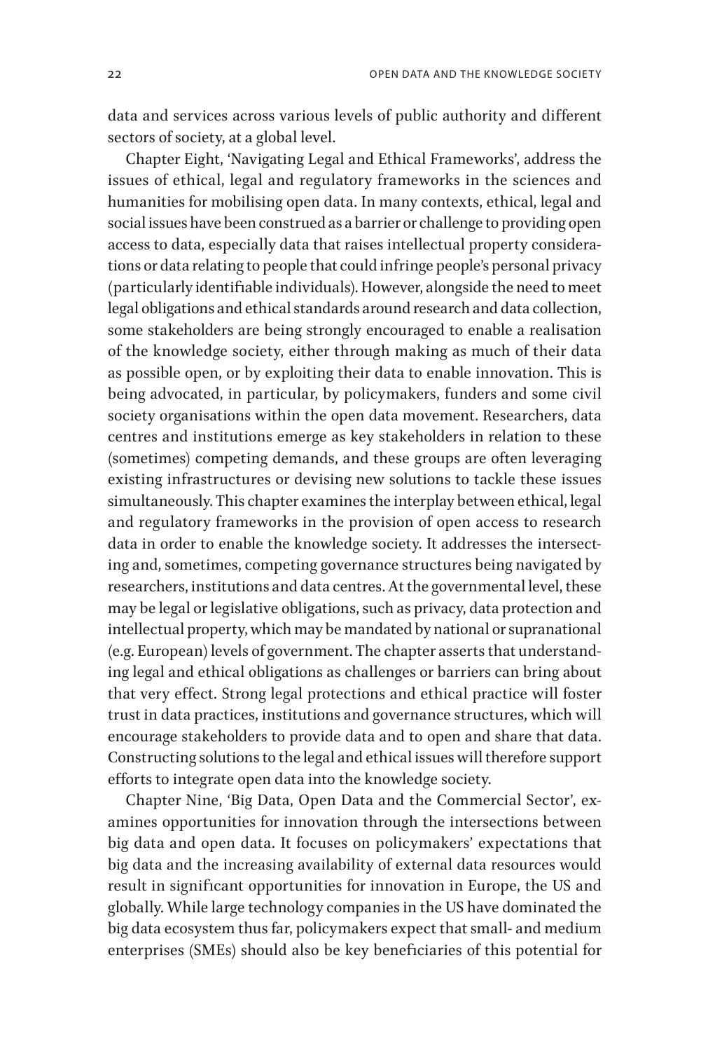data and services across various levels of public authority and different sectors of society, at a global level.

Chapter Eight, 'Navigating Legal and Ethical Frameworks', address the issues of ethical, legal and regulatory frameworks in the sciences and humanities for mobilising open data. In many contexts, ethical, legal and social issues have been construed as a barrier or challenge to providing open access to data, especially data that raises intellectual property considerations or data relating to people that could infringe people's personal privacy (particularly identifiable individuals). However, alongside the need to meet legal obligations and ethical standards around research and data collection, some stakeholders are being strongly encouraged to enable a realisation of the knowledge society, either through making as much of their data as possible open, or by exploiting their data to enable innovation. This is being advocated, in particular, by policymakers, funders and some civil society organisations within the open data movement. Researchers, data centres and institutions emerge as key stakeholders in relation to these (sometimes) competing demands, and these groups are often leveraging existing infrastructures or devising new solutions to tackle these issues simultaneously. This chapter examines the interplay between ethical, legal and regulatory frameworks in the provision of open access to research data in order to enable the knowledge society. It addresses the intersecting and, sometimes, competing governance structures being navigated by researchers, institutions and data centres. At the governmental level, these may be legal or legislative obligations, such as privacy, data protection and intellectual property, which may be mandated by national or supranational (e.g. European) levels of government. The chapter asserts that understanding legal and ethical obligations as challenges or barriers can bring about that very effect. Strong legal protections and ethical practice will foster trust in data practices, institutions and governance structures, which will encourage stakeholders to provide data and to open and share that data. Constructing solutions to the legal and ethical issues will therefore support efforts to integrate open data into the knowledge society.

Chapter Nine, 'Big Data, Open Data and the Commercial Sector', examines opportunities for innovation through the intersections between big data and open data. It focuses on policymakers' expectations that big data and the increasing availability of external data resources would result in significant opportunities for innovation in Europe, the US and globally. While large technology companies in the US have dominated the big data ecosystem thus far, policymakers expect that small- and medium enterprises (SMEs) should also be key beneficiaries of this potential for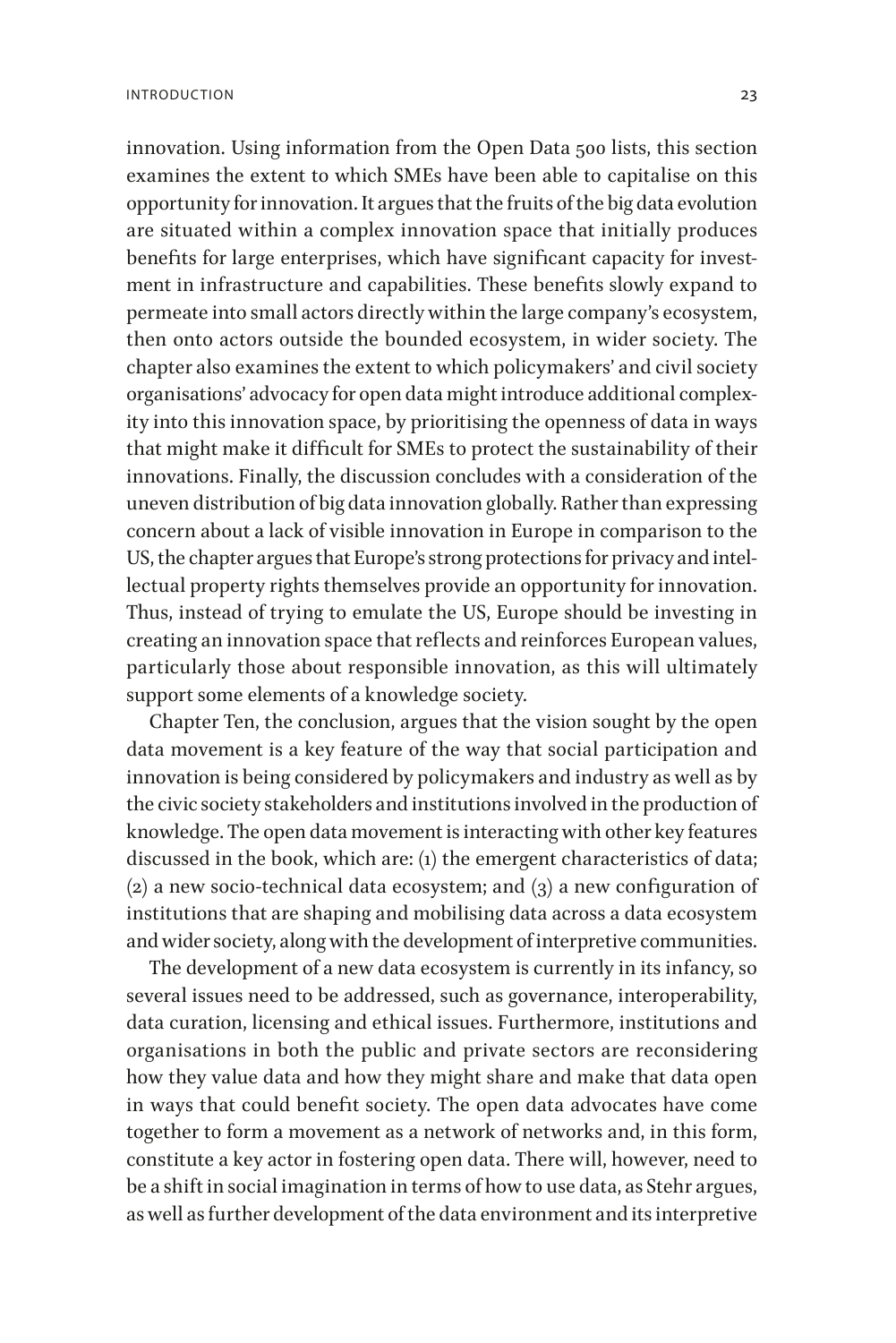innovation. Using information from the Open Data 500 lists, this section examines the extent to which SMEs have been able to capitalise on this opportunity for innovation. It argues that the fruits of the big data evolution are situated within a complex innovation space that initially produces benefits for large enterprises, which have significant capacity for investment in infrastructure and capabilities. These benefits slowly expand to permeate into small actors directly within the large company's ecosystem, then onto actors outside the bounded ecosystem, in wider society. The chapter also examines the extent to which policymakers' and civil society organisations' advocacy for open data might introduce additional complexity into this innovation space, by prioritising the openness of data in ways that might make it difficult for SMEs to protect the sustainability of their innovations. Finally, the discussion concludes with a consideration of the uneven distribution of big data innovation globally. Rather than expressing concern about a lack of visible innovation in Europe in comparison to the US, the chapter argues that Europe's strong protections for privacy and intellectual property rights themselves provide an opportunity for innovation. Thus, instead of trying to emulate the US, Europe should be investing in creating an innovation space that reflects and reinforces European values, particularly those about responsible innovation, as this will ultimately support some elements of a knowledge society.

Chapter Ten, the conclusion, argues that the vision sought by the open data movement is a key feature of the way that social participation and innovation is being considered by policymakers and industry as well as by the civic society stakeholders and institutions involved in the production of knowledge. The open data movement is interacting with other key features discussed in the book, which are: (1) the emergent characteristics of data; (2) a new socio-technical data ecosystem; and (3) a new configuration of institutions that are shaping and mobilising data across a data ecosystem and wider society, along with the development of interpretive communities.

The development of a new data ecosystem is currently in its infancy, so several issues need to be addressed, such as governance, interoperability, data curation, licensing and ethical issues. Furthermore, institutions and organisations in both the public and private sectors are reconsidering how they value data and how they might share and make that data open in ways that could benefit society. The open data advocates have come together to form a movement as a network of networks and, in this form, constitute a key actor in fostering open data. There will, however, need to be a shift in social imagination in terms of how to use data, as Stehr argues, as well as further development of the data environment and its interpretive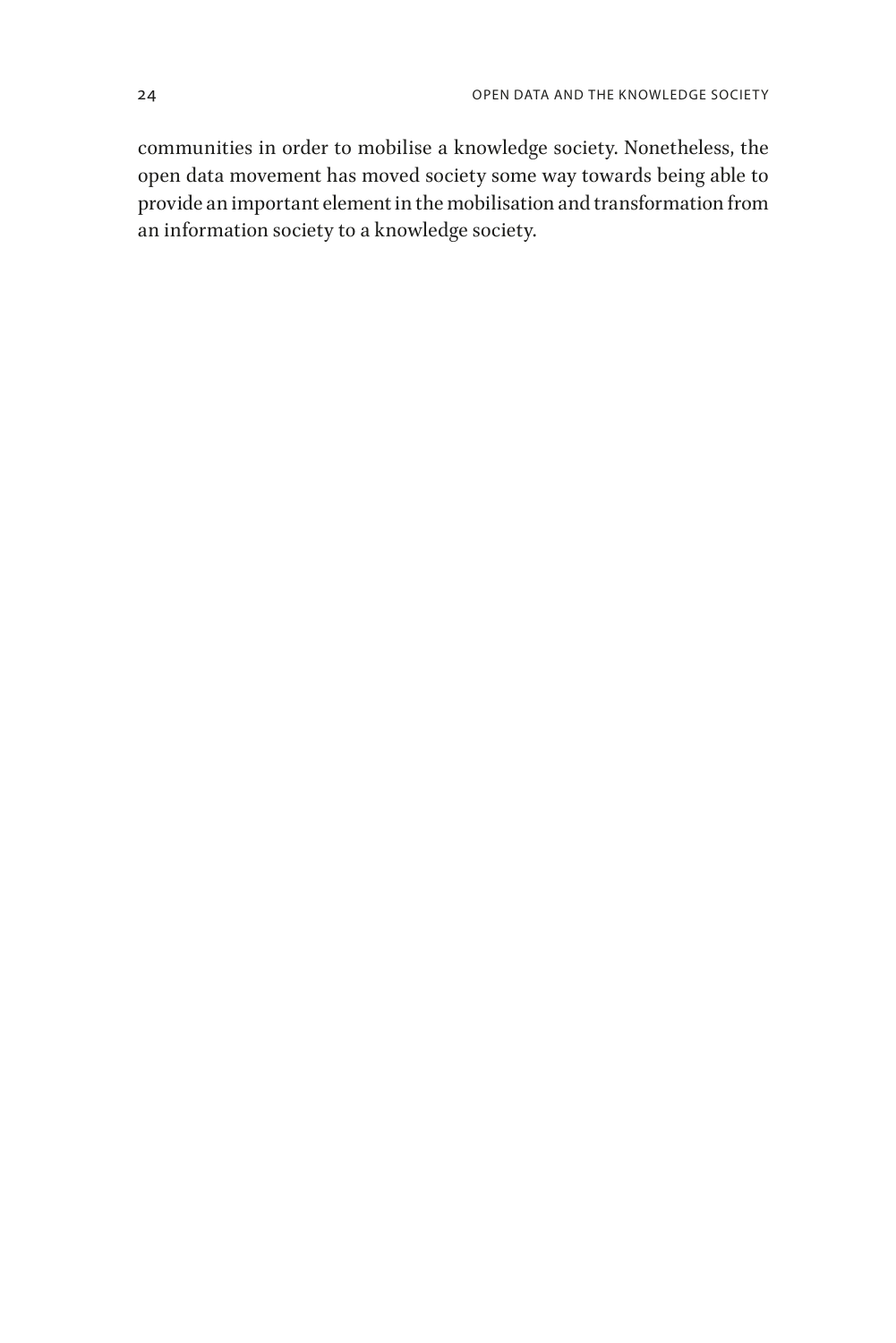communities in order to mobilise a knowledge society. Nonetheless, the open data movement has moved society some way towards being able to provide an important element in the mobilisation and transformation from an information society to a knowledge society.